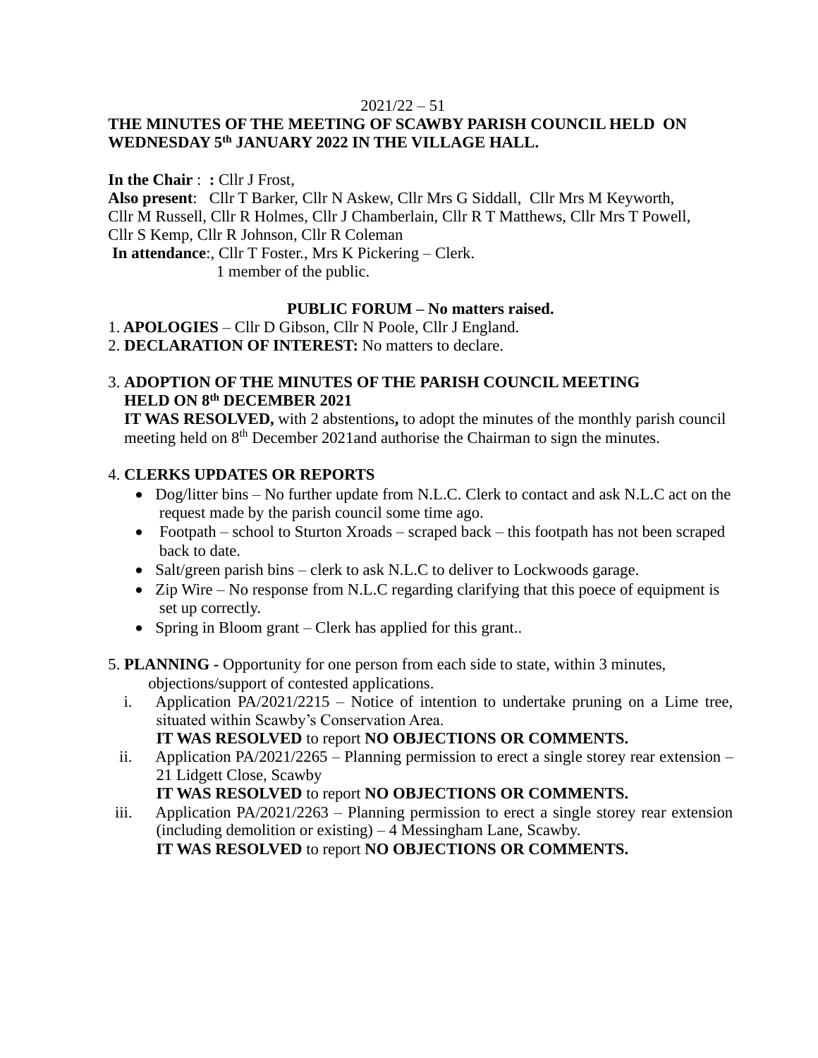2021/22 – 51

**THE MINUTES OF THE MEETING OF SCAWBY PARISH COUNCIL HELD ON WEDNESDAY 5th JANUARY 2022 IN THE VILLAGE HALL.**

**In the Chair** : **:** Cllr J Frost,
**Also present**: Cllr T Barker, Cllr N Askew, Cllr Mrs G Siddall, Cllr Mrs M Keyworth, Cllr M Russell, Cllr R Holmes, Cllr J Chamberlain, Cllr R T Matthews, Cllr Mrs T Powell, Cllr S Kemp, Cllr R Johnson, Cllr R Coleman
**In attendance**:, Cllr T Foster., Mrs K Pickering – Clerk.
1 member of the public.

**PUBLIC FORUM – No matters raised.**

1. **APOLOGIES** – Cllr D Gibson, Cllr N Poole, Cllr J England.
2. **DECLARATION OF INTEREST:** No matters to declare.

3. **ADOPTION OF THE MINUTES OF THE PARISH COUNCIL MEETING HELD ON 8th DECEMBER 2021**
   **IT WAS RESOLVED,** with 2 abstentions**,** to adopt the minutes of the monthly parish council meeting held on 8th December 2021and authorise the Chairman to sign the minutes.

4. **CLERKS UPDATES OR REPORTS**
   - Dog/litter bins – No further update from N.L.C. Clerk to contact and ask N.L.C act on the request made by the parish council some time ago.
   - Footpath – school to Sturton Xroads – scraped back – this footpath has not been scraped back to date.
   - Salt/green parish bins – clerk to ask N.L.C to deliver to Lockwoods garage.
   - Zip Wire – No response from N.L.C regarding clarifying that this poece of equipment is set up correctly.
   - Spring in Bloom grant – Clerk has applied for this grant..

5. **PLANNING -** Opportunity for one person from each side to state, within 3 minutes, objections/support of contested applications.
   i. Application PA/2021/2215 – Notice of intention to undertake pruning on a Lime tree, situated within Scawby's Conservation Area.
      **IT WAS RESOLVED** to report **NO OBJECTIONS OR COMMENTS.**
   ii. Application PA/2021/2265 – Planning permission to erect a single storey rear extension – 21 Lidgett Close, Scawby
      **IT WAS RESOLVED** to report **NO OBJECTIONS OR COMMENTS.**
   iii. Application PA/2021/2263 – Planning permission to erect a single storey rear extension (including demolition or existing) – 4 Messingham Lane, Scawby.
      **IT WAS RESOLVED** to report **NO OBJECTIONS OR COMMENTS.**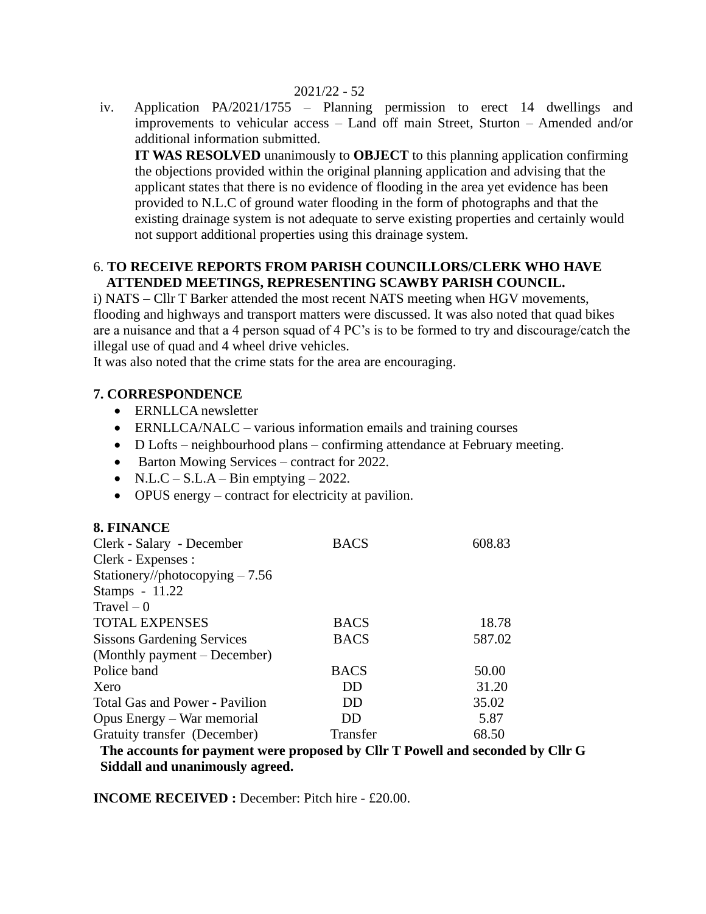iv. Application PA/2021/1755 – Planning permission to erect 14 dwellings and improvements to vehicular access – Land off main Street, Sturton – Amended and/or additional information submitted.

**IT WAS RESOLVED** unanimously to **OBJECT** to this planning application confirming the objections provided within the original planning application and advising that the applicant states that there is no evidence of flooding in the area yet evidence has been provided to N.L.C of ground water flooding in the form of photographs and that the existing drainage system is not adequate to serve existing properties and certainly would not support additional properties using this drainage system.

## 6. TO RECEIVE REPORTS FROM PARISH COUNCILLORS/CLERK WHO HAVE ATTENDED MEETINGS, REPRESENTING SCAWBY PARISH COUNCIL.

i) NATS – Cllr T Barker attended the most recent NATS meeting when HGV movements, flooding and highways and transport matters were discussed. It was also noted that quad bikes are a nuisance and that a 4 person squad of 4 PC's is to be formed to try and discourage/catch the illegal use of quad and 4 wheel drive vehicles.

It was also noted that the crime stats for the area are encouraging.

## 7. CORRESPONDENCE

- ERNLLCA newsletter
- ERNLLCA/NALC – various information emails and training courses
- D Lofts – neighbourhood plans – confirming attendance at February meeting.
- Barton Mowing Services – contract for 2022.
- N.L.C – S.L.A – Bin emptying – 2022.
- OPUS energy – contract for electricity at pavilion.

## 8. FINANCE

| | | |
|---|---|---|
| Clerk - Salary - December | BACS | 608.83 |
| Clerk - Expenses : | | |
| Stationery//photocopying – 7.56 | | |
| Stamps - 11.22 | | |
| Travel – 0 | | |
| TOTAL EXPENSES | BACS | 18.78 |
| Sissons Gardening Services (Monthly payment – December) | BACS | 587.02 |
| Police band | BACS | 50.00 |
| Xero | DD | 31.20 |
| Total Gas and Power - Pavilion | DD | 35.02 |
| Opus Energy – War memorial | DD | 5.87 |
| Gratuity transfer (December) | Transfer | 68.50 |

**The accounts for payment were proposed by Cllr T Powell and seconded by Cllr G Siddall and unanimously agreed.**

**INCOME RECEIVED :** December: Pitch hire - £20.00.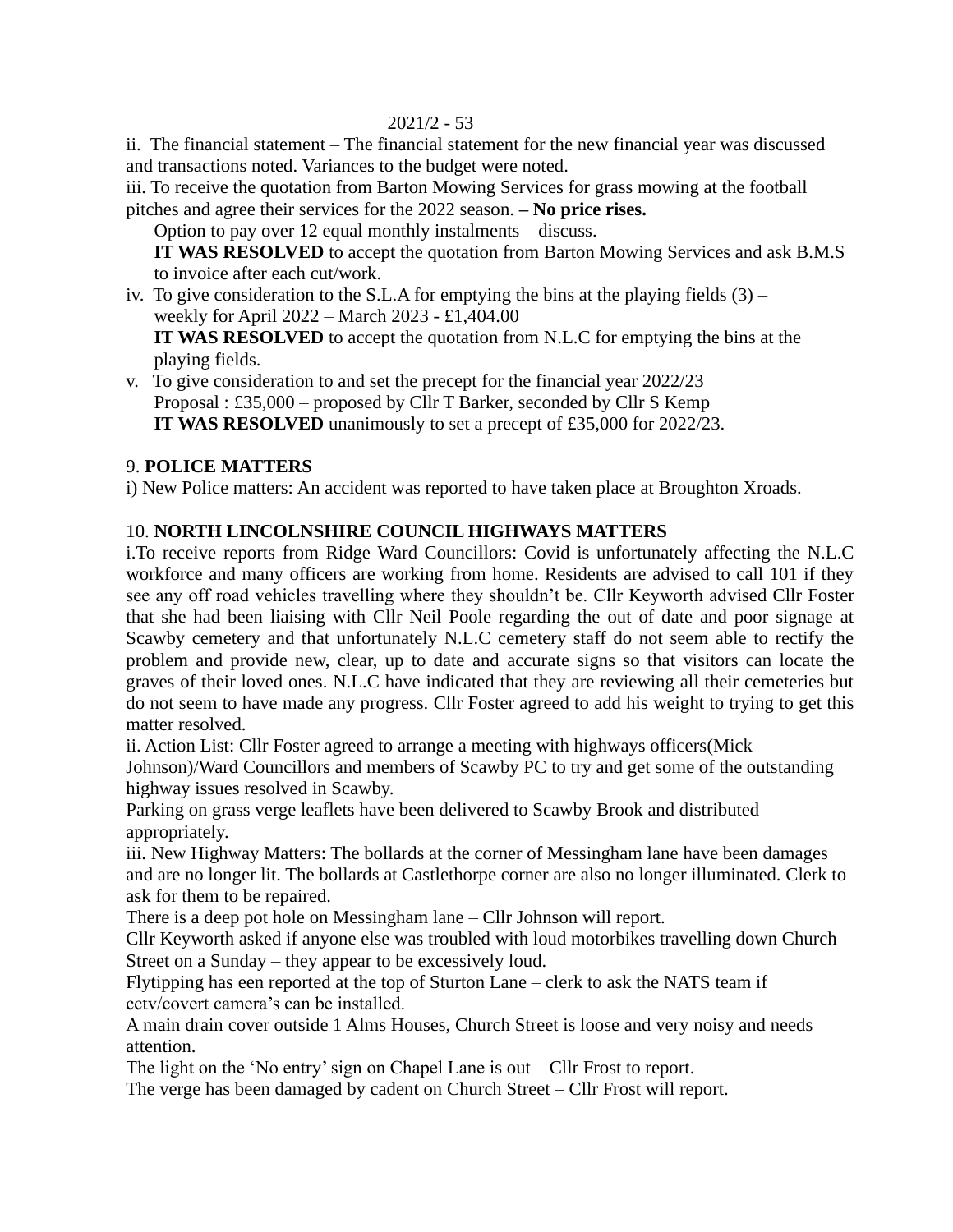ii. The financial statement – The financial statement for the new financial year was discussed and transactions noted. Variances to the budget were noted.

iii. To receive the quotation from Barton Mowing Services for grass mowing at the football pitches and agree their services for the 2022 season. **– No price rises.**

Option to pay over 12 equal monthly instalments – discuss.

**IT WAS RESOLVED** to accept the quotation from Barton Mowing Services and ask B.M.S to invoice after each cut/work.

iv. To give consideration to the S.L.A for emptying the bins at the playing fields (3) – weekly for April 2022 – March 2023 - £1,404.00

**IT WAS RESOLVED** to accept the quotation from N.L.C for emptying the bins at the playing fields.

v. To give consideration to and set the precept for the financial year 2022/23

Proposal : £35,000 – proposed by Cllr T Barker, seconded by Cllr S Kemp

**IT WAS RESOLVED** unanimously to set a precept of £35,000 for 2022/23.

## 9. POLICE MATTERS

i) New Police matters: An accident was reported to have taken place at Broughton Xroads.

## 10. NORTH LINCOLNSHIRE COUNCIL HIGHWAYS MATTERS

i.To receive reports from Ridge Ward Councillors: Covid is unfortunately affecting the N.L.C workforce and many officers are working from home. Residents are advised to call 101 if they see any off road vehicles travelling where they shouldn't be. Cllr Keyworth advised Cllr Foster that she had been liaising with Cllr Neil Poole regarding the out of date and poor signage at Scawby cemetery and that unfortunately N.L.C cemetery staff do not seem able to rectify the problem and provide new, clear, up to date and accurate signs so that visitors can locate the graves of their loved ones. N.L.C have indicated that they are reviewing all their cemeteries but do not seem to have made any progress. Cllr Foster agreed to add his weight to trying to get this matter resolved.

ii. Action List: Cllr Foster agreed to arrange a meeting with highways officers(Mick Johnson)/Ward Councillors and members of Scawby PC to try and get some of the outstanding highway issues resolved in Scawby.

Parking on grass verge leaflets have been delivered to Scawby Brook and distributed appropriately.

iii. New Highway Matters: The bollards at the corner of Messingham lane have been damages and are no longer lit. The bollards at Castlethorpe corner are also no longer illuminated. Clerk to ask for them to be repaired.

There is a deep pot hole on Messingham lane – Cllr Johnson will report.

Cllr Keyworth asked if anyone else was troubled with loud motorbikes travelling down Church Street on a Sunday – they appear to be excessively loud.

Flytipping has een reported at the top of Sturton Lane – clerk to ask the NATS team if cctv/covert camera's can be installed.

A main drain cover outside 1 Alms Houses, Church Street is loose and very noisy and needs attention.

The light on the 'No entry' sign on Chapel Lane is out – Cllr Frost to report.

The verge has been damaged by cadent on Church Street – Cllr Frost will report.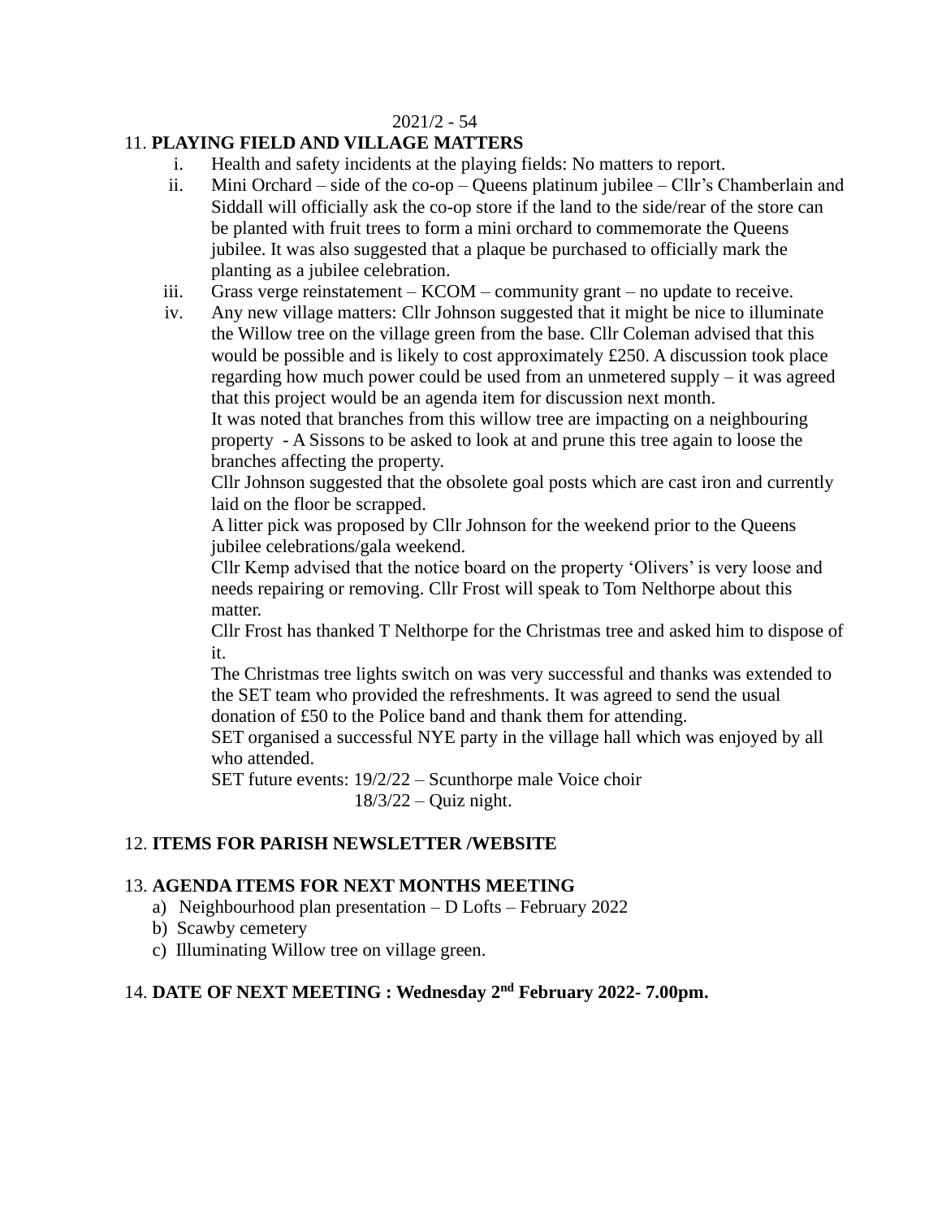## 11. PLAYING FIELD AND VILLAGE MATTERS

i. Health and safety incidents at the playing fields: No matters to report.

ii. Mini Orchard – side of the co-op – Queens platinum jubilee – Cllr's Chamberlain and Siddall will officially ask the co-op store if the land to the side/rear of the store can be planted with fruit trees to form a mini orchard to commemorate the Queens jubilee. It was also suggested that a plaque be purchased to officially mark the planting as a jubilee celebration.

iii. Grass verge reinstatement – KCOM – community grant – no update to receive.

iv. Any new village matters: Cllr Johnson suggested that it might be nice to illuminate the Willow tree on the village green from the base. Cllr Coleman advised that this would be possible and is likely to cost approximately £250. A discussion took place regarding how much power could be used from an unmetered supply – it was agreed that this project would be an agenda item for discussion next month.

It was noted that branches from this willow tree are impacting on a neighbouring property - A Sissons to be asked to look at and prune this tree again to loose the branches affecting the property.

Cllr Johnson suggested that the obsolete goal posts which are cast iron and currently laid on the floor be scrapped.

A litter pick was proposed by Cllr Johnson for the weekend prior to the Queens jubilee celebrations/gala weekend.

Cllr Kemp advised that the notice board on the property 'Olivers' is very loose and needs repairing or removing. Cllr Frost will speak to Tom Nelthorpe about this matter.

Cllr Frost has thanked T Nelthorpe for the Christmas tree and asked him to dispose of it.

The Christmas tree lights switch on was very successful and thanks was extended to the SET team who provided the refreshments. It was agreed to send the usual donation of £50 to the Police band and thank them for attending.

SET organised a successful NYE party in the village hall which was enjoyed by all who attended.

SET future events: 19/2/22 – Scunthorpe male Voice choir
18/3/22 – Quiz night.

## 12. ITEMS FOR PARISH NEWSLETTER /WEBSITE

## 13. AGENDA ITEMS FOR NEXT MONTHS MEETING

a) Neighbourhood plan presentation – D Lofts – February 2022
b) Scawby cemetery
c) Illuminating Willow tree on village green.

## 14. DATE OF NEXT MEETING : Wednesday 2nd February 2022- 7.00pm.